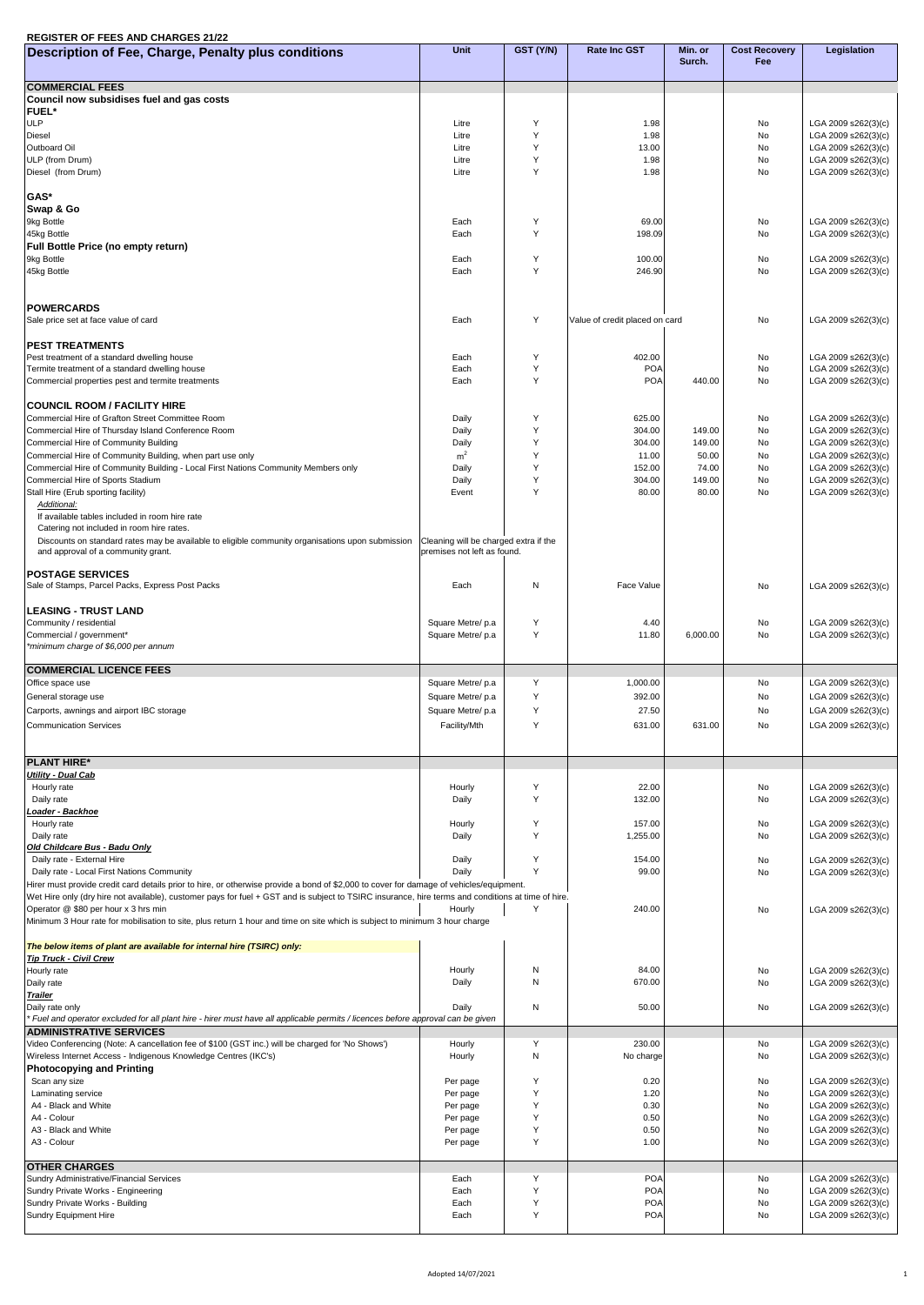**REGISTER OF FEES AND CHARGES 21/22**

| Description of Fee, Charge, Penalty plus conditions | Unit | GST (Y/N) | Rate Inc GST | Min. or Surch. | Cost Recovery Fee | Legislation |
|---|---|---|---|---|---|---|
| **COMMERCIAL FEES** | | | | | | |
| **Council now subsidises fuel and gas costs** | | | | | | |
| **FUEL*** | | | | | | |
| ULP | Litre | Y | 1.98 | | No | LGA 2009 s262(3)(c) |
| Diesel | Litre | Y | 1.98 | | No | LGA 2009 s262(3)(c) |
| Outboard Oil | Litre | Y | 13.00 | | No | LGA 2009 s262(3)(c) |
| ULP (from Drum) | Litre | Y | 1.98 | | No | LGA 2009 s262(3)(c) |
| Diesel (from Drum) | Litre | Y | 1.98 | | No | LGA 2009 s262(3)(c) |
| **GAS*** | | | | | | |
| **Swap & Go** | | | | | | |
| 9kg Bottle | Each | Y | 69.00 | | No | LGA 2009 s262(3)(c) |
| 45kg Bottle | Each | Y | 198.09 | | No | LGA 2009 s262(3)(c) |
| **Full Bottle Price (no empty return)** | | | | | | |
| 9kg Bottle | Each | Y | 100.00 | | No | LGA 2009 s262(3)(c) |
| 45kg Bottle | Each | Y | 246.90 | | No | LGA 2009 s262(3)(c) |
| **POWERCARDS** | | | | | | |
| Sale price set at face value of card | Each | Y | Value of credit placed on card | | No | LGA 2009 s262(3)(c) |
| **PEST TREATMENTS** | | | | | | |
| Pest treatment of a standard dwelling house | Each | Y | 402.00 | | No | LGA 2009 s262(3)(c) |
| Termite treatment of a standard dwelling house | Each | Y | POA | | No | LGA 2009 s262(3)(c) |
| Commercial properties pest and termite treatments | Each | Y | POA | 440.00 | No | LGA 2009 s262(3)(c) |
| **COUNCIL ROOM / FACILITY HIRE** | | | | | | |
| Commercial Hire of Grafton Street Committee Room | Daily | Y | 625.00 | | No | LGA 2009 s262(3)(c) |
| Commercial Hire of Thursday Island Conference Room | Daily | Y | 304.00 | 149.00 | No | LGA 2009 s262(3)(c) |
| Commercial Hire of Community Building | Daily | Y | 304.00 | 149.00 | No | LGA 2009 s262(3)(c) |
| Commercial Hire of Community Building, when part use only | $m^2$ | Y | 11.00 | 50.00 | No | LGA 2009 s262(3)(c) |
| Commercial Hire of Community Building - Local First Nations Community Members only | Daily | Y | 152.00 | 74.00 | No | LGA 2009 s262(3)(c) |
| Commercial Hire of Sports Stadium | Daily | Y | 304.00 | 149.00 | No | LGA 2009 s262(3)(c) |
| Stall Hire (Erub sporting facility) | Event | Y | 80.00 | 80.00 | No | LGA 2009 s262(3)(c) |
| *Additional:* | | | | | | |
| If available tables included in room hire rate | | | | | | |
| Catering not included in room hire rates. | | | | | | |
| Discounts on standard rates may be available to eligible community organisations upon submission and approval of a community grant. | Cleaning will be charged extra if the premises not left as found. | | | | | |
| **POSTAGE SERVICES** | | | | | | |
| Sale of Stamps, Parcel Packs, Express Post Packs | Each | N | Face Value | | No | LGA 2009 s262(3)(c) |
| **LEASING - TRUST LAND** | | | | | | |
| Community / residential | Square Metre/ p.a | Y | 4.40 | | No | LGA 2009 s262(3)(c) |
| Commercial / government* | Square Metre/ p.a | Y | 11.80 | 6,000.00 | No | LGA 2009 s262(3)(c) |
| *\*minimum charge of $6,000 per annum* | | | | | | |
| **COMMERCIAL LICENCE FEES** | | | | | | |
| Office space use | Square Metre/ p.a | Y | 1,000.00 | | No | LGA 2009 s262(3)(c) |
| General storage use | Square Metre/ p.a | Y | 392.00 | | No | LGA 2009 s262(3)(c) |
| Carports, awnings and airport IBC storage | Square Metre/ p.a | Y | 27.50 | | No | LGA 2009 s262(3)(c) |
| Communication Services | Facility/Mth | Y | 631.00 | 631.00 | No | LGA 2009 s262(3)(c) |
| **PLANT HIRE*** | | | | | | |
| ***Utility - Dual Cab*** | | | | | | |
| Hourly rate | Hourly | Y | 22.00 | | No | LGA 2009 s262(3)(c) |
| Daily rate | Daily | Y | 132.00 | | No | LGA 2009 s262(3)(c) |
| ***Loader - Backhoe*** | | | | | | |
| Hourly rate | Hourly | Y | 157.00 | | No | LGA 2009 s262(3)(c) |
| Daily rate | Daily | Y | 1,255.00 | | No | LGA 2009 s262(3)(c) |
| ***Old Childcare Bus - Badu Only*** | | | | | | |
| Daily rate - External Hire | Daily | Y | 154.00 | | No | LGA 2009 s262(3)(c) |
| Daily rate - Local First Nations Community | Daily | Y | 99.00 | | No | LGA 2009 s262(3)(c) |
| Hirer must provide credit card details prior to hire, or otherwise provide a bond of $2,000 to cover for damage of vehicles/equipment. | | | | | | |
| Wet Hire only (dry hire not available), customer pays for fuel + GST and is subject to TSIRC insurance, hire terms and conditions at time of hire. | | | | | | |
| Operator @ $80 per hour x 3 hrs min | Hourly | Y | 240.00 | | No | LGA 2009 s262(3)(c) |
| Minimum 3 Hour rate for mobilisation to site, plus return 1 hour and time on site which is subject to minimum 3 hour charge | | | | | | |
| ***The below items of plant are available for internal hire (TSIRC) only:*** | | | | | | |
| ***Tip Truck - Civil Crew*** | | | | | | |
| Hourly rate | Hourly | N | 84.00 | | No | LGA 2009 s262(3)(c) |
| Daily rate | Daily | N | 670.00 | | No | LGA 2009 s262(3)(c) |
| ***Trailer*** | | | | | | |
| Daily rate only | Daily | N | 50.00 | | No | LGA 2009 s262(3)(c) |
| *\* Fuel and operator excluded for all plant hire - hirer must have all applicable permits / licences before approval can be given* | | | | | | |
| **ADMINISTRATIVE SERVICES** | | | | | | |
| Video Conferencing (Note: A cancellation fee of $100 (GST inc.) will be charged for 'No Shows') | Hourly | Y | 230.00 | | No | LGA 2009 s262(3)(c) |
| Wireless Internet Access - Indigenous Knowledge Centres (IKC's) | Hourly | N | No charge | | No | LGA 2009 s262(3)(c) |
| **Photocopying and Printing** | | | | | | |
| Scan any size | Per page | Y | 0.20 | | No | LGA 2009 s262(3)(c) |
| Laminating service | Per page | Y | 1.20 | | No | LGA 2009 s262(3)(c) |
| A4 - Black and White | Per page | Y | 0.30 | | No | LGA 2009 s262(3)(c) |
| A4 - Colour | Per page | Y | 0.50 | | No | LGA 2009 s262(3)(c) |
| A3 - Black and White | Per page | Y | 0.50 | | No | LGA 2009 s262(3)(c) |
| A3 - Colour | Per page | Y | 1.00 | | No | LGA 2009 s262(3)(c) |
| **OTHER CHARGES** | | | | | | |
| Sundry Administrative/Financial Services | Each | Y | POA | | No | LGA 2009 s262(3)(c) |
| Sundry Private Works - Engineering | Each | Y | POA | | No | LGA 2009 s262(3)(c) |
| Sundry Private Works - Building | Each | Y | POA | | No | LGA 2009 s262(3)(c) |
| Sundry Equipment Hire | Each | Y | POA | | No | LGA 2009 s262(3)(c) |

Adopted 14/07/2021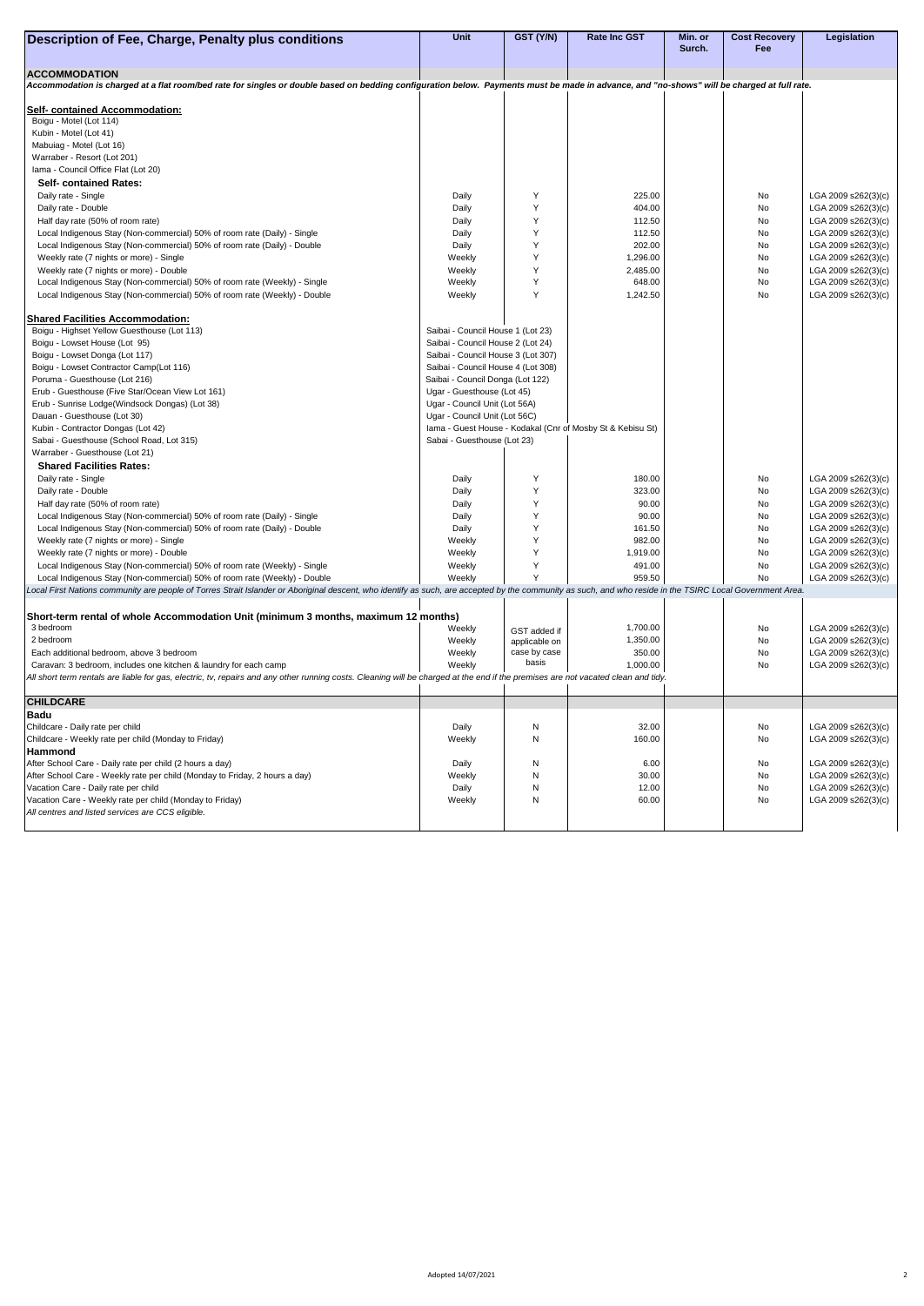| Description of Fee, Charge, Penalty plus conditions | Unit | GST (Y/N) | Rate Inc GST | Min. or Surch. | Cost Recovery Fee | Legislation |
|---|---|---|---|---|---|---|
| **ACCOMMODATION** | | | | | | |
| *Accommodation is charged at a flat room/bed rate for singles or double based on bedding configuration below. Payments must be made in advance, and "no-shows" will be charged at full rate.* | | | | | | |
| **Self- contained Accommodation:** | | | | | | |
| Boigu - Motel (Lot 114) | | | | | | |
| Kubin - Motel (Lot 41) | | | | | | |
| Mabuiag - Motel (Lot 16) | | | | | | |
| Warraber - Resort (Lot 201) | | | | | | |
| Iama - Council Office Flat (Lot 20) | | | | | | |
| **Self- contained Rates:** | | | | | | |
| Daily rate - Single | Daily | Y | 225.00 | | No | LGA 2009 s262(3)(c) |
| Daily rate - Double | Daily | Y | 404.00 | | No | LGA 2009 s262(3)(c) |
| Half day rate (50% of room rate) | Daily | Y | 112.50 | | No | LGA 2009 s262(3)(c) |
| Local Indigenous Stay (Non-commercial) 50% of room rate (Daily) - Single | Daily | Y | 112.50 | | No | LGA 2009 s262(3)(c) |
| Local Indigenous Stay (Non-commercial) 50% of room rate (Daily) - Double | Daily | Y | 202.00 | | No | LGA 2009 s262(3)(c) |
| Weekly rate (7 nights or more) - Single | Weekly | Y | 1,296.00 | | No | LGA 2009 s262(3)(c) |
| Weekly rate (7 nights or more) - Double | Weekly | Y | 2,485.00 | | No | LGA 2009 s262(3)(c) |
| Local Indigenous Stay (Non-commercial) 50% of room rate (Weekly) - Single | Weekly | Y | 648.00 | | No | LGA 2009 s262(3)(c) |
| Local Indigenous Stay (Non-commercial) 50% of room rate (Weekly) - Double | Weekly | Y | 1,242.50 | | No | LGA 2009 s262(3)(c) |
| **Shared Facilities Accommodation:** | | | | | | |
| Boigu - Highset Yellow Guesthouse (Lot 113) | Saibai - Council House 1 (Lot 23) | | | | | |
| Boigu - Lowset House (Lot 95) | Saibai - Council House 2 (Lot 24) | | | | | |
| Boigu - Lowset Donga (Lot 117) | Saibai - Council House 3 (Lot 307) | | | | | |
| Boigu - Lowset Contractor Camp(Lot 116) | Saibai - Council House 4 (Lot 308) | | | | | |
| Poruma - Guesthouse (Lot 216) | Saibai - Council Donga (Lot 122) | | | | | |
| Erub - Guesthouse (Five Star/Ocean View Lot 161) | Ugar - Guesthouse (Lot 45) | | | | | |
| Erub - Sunrise Lodge(Windsock Dongas) (Lot 38) | Ugar - Council Unit (Lot 56A) | | | | | |
| Dauan - Guesthouse (Lot 30) | Ugar - Council Unit (Lot 56C) | | | | | |
| Kubin - Contractor Dongas (Lot 42) | Iama - Guest House - Kodakal (Cnr of Mosby St & Kebisu St) | | | | | |
| Sabai - Guesthouse (School Road, Lot 315) | Sabai - Guesthouse (Lot 23) | | | | | |
| Warraber - Guesthouse (Lot 21) | | | | | | |
| **Shared Facilities Rates:** | | | | | | |
| Daily rate - Single | Daily | Y | 180.00 | | No | LGA 2009 s262(3)(c) |
| Daily rate - Double | Daily | Y | 323.00 | | No | LGA 2009 s262(3)(c) |
| Half day rate (50% of room rate) | Daily | Y | 90.00 | | No | LGA 2009 s262(3)(c) |
| Local Indigenous Stay (Non-commercial) 50% of room rate (Daily) - Single | Daily | Y | 90.00 | | No | LGA 2009 s262(3)(c) |
| Local Indigenous Stay (Non-commercial) 50% of room rate (Daily) - Double | Daily | Y | 161.50 | | No | LGA 2009 s262(3)(c) |
| Weekly rate (7 nights or more) - Single | Weekly | Y | 982.00 | | No | LGA 2009 s262(3)(c) |
| Weekly rate (7 nights or more) - Double | Weekly | Y | 1,919.00 | | No | LGA 2009 s262(3)(c) |
| Local Indigenous Stay (Non-commercial) 50% of room rate (Weekly) - Single | Weekly | Y | 491.00 | | No | LGA 2009 s262(3)(c) |
| Local Indigenous Stay (Non-commercial) 50% of room rate (Weekly) - Double | Weekly | Y | 959.50 | | No | LGA 2009 s262(3)(c) |
| *Local First Nations community are people of Torres Strait Islander or Aboriginal descent, who identify as such, are accepted by the community as such, and who reside in the TSIRC Local Government Area.* | | | | | | |
| **Short-term rental of whole Accommodation Unit (minimum 3 months, maximum 12 months)** | | | | | | |
| 3 bedroom | Weekly | GST added if applicable on case by case basis | 1,700.00 | | No | LGA 2009 s262(3)(c) |
| 2 bedroom | Weekly | | 1,350.00 | | No | LGA 2009 s262(3)(c) |
| Each additional bedroom, above 3 bedroom | Weekly | | 350.00 | | No | LGA 2009 s262(3)(c) |
| Caravan: 3 bedroom, includes one kitchen & laundry for each camp | Weekly | | 1,000.00 | | No | LGA 2009 s262(3)(c) |
| *All short term rentals are liable for gas, electric, tv, repairs and any other running costs. Cleaning will be charged at the end if the premises are not vacated clean and tidy.* | | | | | | |
| **CHILDCARE** | | | | | | |
| **Badu** | | | | | | |
| Childcare - Daily rate per child | Daily | N | 32.00 | | No | LGA 2009 s262(3)(c) |
| Childcare - Weekly rate per child (Monday to Friday) | Weekly | N | 160.00 | | No | LGA 2009 s262(3)(c) |
| **Hammond** | | | | | | |
| After School Care - Daily rate per child (2 hours a day) | Daily | N | 6.00 | | No | LGA 2009 s262(3)(c) |
| After School Care - Weekly rate per child (Monday to Friday, 2 hours a day) | Weekly | N | 30.00 | | No | LGA 2009 s262(3)(c) |
| Vacation Care - Daily rate per child | Daily | N | 12.00 | | No | LGA 2009 s262(3)(c) |
| Vacation Care - Weekly rate per child (Monday to Friday) | Weekly | N | 60.00 | | No | LGA 2009 s262(3)(c) |
| *All centres and listed services are CCS eligible.* | | | | | | |

Adopted 14/07/2021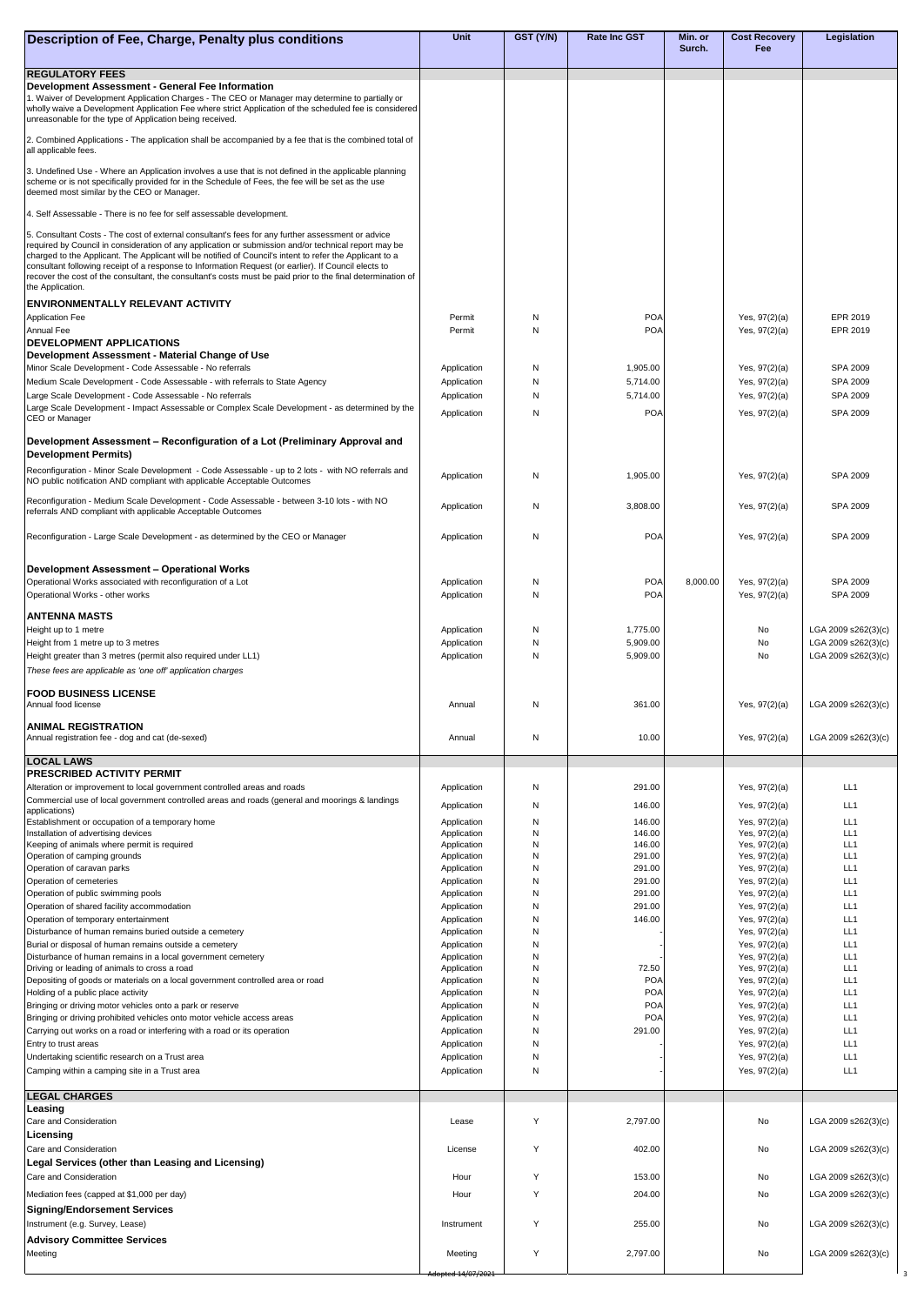| Description of Fee, Charge, Penalty plus conditions | Unit | GST (Y/N) | Rate Inc GST | Min. or Surch. | Cost Recovery Fee | Legislation |
|---|---|---|---|---|---|---|
| **REGULATORY FEES** | | | | | | |
| **Development Assessment - General Fee Information** | | | | | | |
| 1. Waiver of Development Application Charges - The CEO or Manager may determine to partially or wholly waive a Development Application Fee where strict Application of the scheduled fee is considered unreasonable for the type of Application being received. | | | | | | |
| 2. Combined Applications - The application shall be accompanied by a fee that is the combined total of all applicable fees. | | | | | | |
| 3. Undefined Use - Where an Application involves a use that is not defined in the applicable planning scheme or is not specifically provided for in the Schedule of Fees, the fee will be set as the use deemed most similar by the CEO or Manager. | | | | | | |
| 4. Self Assessable - There is no fee for self assessable development. | | | | | | |
| 5. Consultant Costs - The cost of external consultant's fees for any further assessment or advice required by Council in consideration of any application or submission and/or technical report may be charged to the Applicant. The Applicant will be notified of Council's intent to refer the Applicant to a consultant following receipt of a response to Information Request (or earlier). If Council elects to recover the cost of the consultant, the consultant's costs must be paid prior to the final determination of the Application. | | | | | | |
| **ENVIRONMENTALLY RELEVANT ACTIVITY** | | | | | | |
| Application Fee | Permit | N | POA | | Yes, 97(2)(a) | EPR 2019 |
| Annual Fee | Permit | N | POA | | Yes, 97(2)(a) | EPR 2019 |
| **DEVELOPMENT APPLICATIONS** | | | | | | |
| **Development Assessment - Material Change of Use** | | | | | | |
| Minor Scale Development - Code Assessable - No referrals | Application | N | 1,905.00 | | Yes, 97(2)(a) | SPA 2009 |
| Medium Scale Development - Code Assessable - with referrals to State Agency | Application | N | 5,714.00 | | Yes, 97(2)(a) | SPA 2009 |
| Large Scale Development - Code Assessable - No referrals | Application | N | 5,714.00 | | Yes, 97(2)(a) | SPA 2009 |
| Large Scale Development - Impact Assessable or Complex Scale Development - as determined by the CEO or Manager | Application | N | POA | | Yes, 97(2)(a) | SPA 2009 |
| **Development Assessment – Reconfiguration of a Lot (Preliminary Approval and Development Permits)** | | | | | | |
| Reconfiguration - Minor Scale Development - Code Assessable - up to 2 lots - with NO referrals and NO public notification AND compliant with applicable Acceptable Outcomes | Application | N | 1,905.00 | | Yes, 97(2)(a) | SPA 2009 |
| Reconfiguration - Medium Scale Development - Code Assessable - between 3-10 lots - with NO referrals AND compliant with applicable Acceptable Outcomes | Application | N | 3,808.00 | | Yes, 97(2)(a) | SPA 2009 |
| Reconfiguration - Large Scale Development - as determined by the CEO or Manager | Application | N | POA | | Yes, 97(2)(a) | SPA 2009 |
| **Development Assessment – Operational Works** | | | | | | |
| Operational Works associated with reconfiguration of a Lot | Application | N | POA | 8,000.00 | Yes, 97(2)(a) | SPA 2009 |
| Operational Works - other works | Application | N | POA | | Yes, 97(2)(a) | SPA 2009 |
| **ANTENNA MASTS** | | | | | | |
| Height up to 1 metre | Application | N | 1,775.00 | | No | LGA 2009 s262(3)(c) |
| Height from 1 metre up to 3 metres | Application | N | 5,909.00 | | No | LGA 2009 s262(3)(c) |
| Height greater than 3 metres (permit also required under LL1) | Application | N | 5,909.00 | | No | LGA 2009 s262(3)(c) |
| *These fees are applicable as 'one off' application charges* | | | | | | |
| **FOOD BUSINESS LICENSE** | | | | | | |
| Annual food license | Annual | N | 361.00 | | Yes, 97(2)(a) | LGA 2009 s262(3)(c) |
| **ANIMAL REGISTRATION** | | | | | | |
| Annual registration fee - dog and cat (de-sexed) | Annual | N | 10.00 | | Yes, 97(2)(a) | LGA 2009 s262(3)(c) |
| **LOCAL LAWS** | | | | | | |
| **PRESCRIBED ACTIVITY PERMIT** | | | | | | |
| Alteration or improvement to local government controlled areas and roads | Application | N | 291.00 | | Yes, 97(2)(a) | LL1 |
| Commercial use of local government controlled areas and roads (general and moorings & landings applications) | Application | N | 146.00 | | Yes, 97(2)(a) | LL1 |
| Establishment or occupation of a temporary home | Application | N | 146.00 | | Yes, 97(2)(a) | LL1 |
| Installation of advertising devices | Application | N | 146.00 | | Yes, 97(2)(a) | LL1 |
| Keeping of animals where permit is required | Application | N | 146.00 | | Yes, 97(2)(a) | LL1 |
| Operation of camping grounds | Application | N | 291.00 | | Yes, 97(2)(a) | LL1 |
| Operation of caravan parks | Application | N | 291.00 | | Yes, 97(2)(a) | LL1 |
| Operation of cemeteries | Application | N | 291.00 | | Yes, 97(2)(a) | LL1 |
| Operation of public swimming pools | Application | N | 291.00 | | Yes, 97(2)(a) | LL1 |
| Operation of shared facility accommodation | Application | N | 291.00 | | Yes, 97(2)(a) | LL1 |
| Operation of temporary entertainment | Application | N | 146.00 | | Yes, 97(2)(a) | LL1 |
| Disturbance of human remains buried outside a cemetery | Application | N | - | | Yes, 97(2)(a) | LL1 |
| Burial or disposal of human remains outside a cemetery | Application | N | - | | Yes, 97(2)(a) | LL1 |
| Disturbance of human remains in a local government cemetery | Application | N | - | | Yes, 97(2)(a) | LL1 |
| Driving or leading of animals to cross a road | Application | N | 72.50 | | Yes, 97(2)(a) | LL1 |
| Depositing of goods or materials on a local government controlled area or road | Application | N | POA | | Yes, 97(2)(a) | LL1 |
| Holding of a public place activity | Application | N | POA | | Yes, 97(2)(a) | LL1 |
| Bringing or driving motor vehicles onto a park or reserve | Application | N | POA | | Yes, 97(2)(a) | LL1 |
| Bringing or driving prohibited vehicles onto motor vehicle access areas | Application | N | POA | | Yes, 97(2)(a) | LL1 |
| Carrying out works on a road or interfering with a road or its operation | Application | N | 291.00 | | Yes, 97(2)(a) | LL1 |
| Entry to trust areas | Application | N | - | | Yes, 97(2)(a) | LL1 |
| Undertaking scientific research on a Trust area | Application | N | - | | Yes, 97(2)(a) | LL1 |
| Camping within a camping site in a Trust area | Application | N | - | | Yes, 97(2)(a) | LL1 |
| **LEGAL CHARGES** | | | | | | |
| **Leasing** | | | | | | |
| Care and Consideration | Lease | Y | 2,797.00 | | No | LGA 2009 s262(3)(c) |
| **Licensing** | | | | | | |
| Care and Consideration | License | Y | 402.00 | | No | LGA 2009 s262(3)(c) |
| **Legal Services (other than Leasing and Licensing)** | | | | | | |
| Care and Consideration | Hour | Y | 153.00 | | No | LGA 2009 s262(3)(c) |
| Mediation fees (capped at $1,000 per day) | Hour | Y | 204.00 | | No | LGA 2009 s262(3)(c) |
| **Signing/Endorsement Services** | | | | | | |
| Instrument (e.g. Survey, Lease) | Instrument | Y | 255.00 | | No | LGA 2009 s262(3)(c) |
| **Advisory Committee Services** | | | | | | |
| Meeting | Meeting | Y | 2,797.00 | | No | LGA 2009 s262(3)(c) |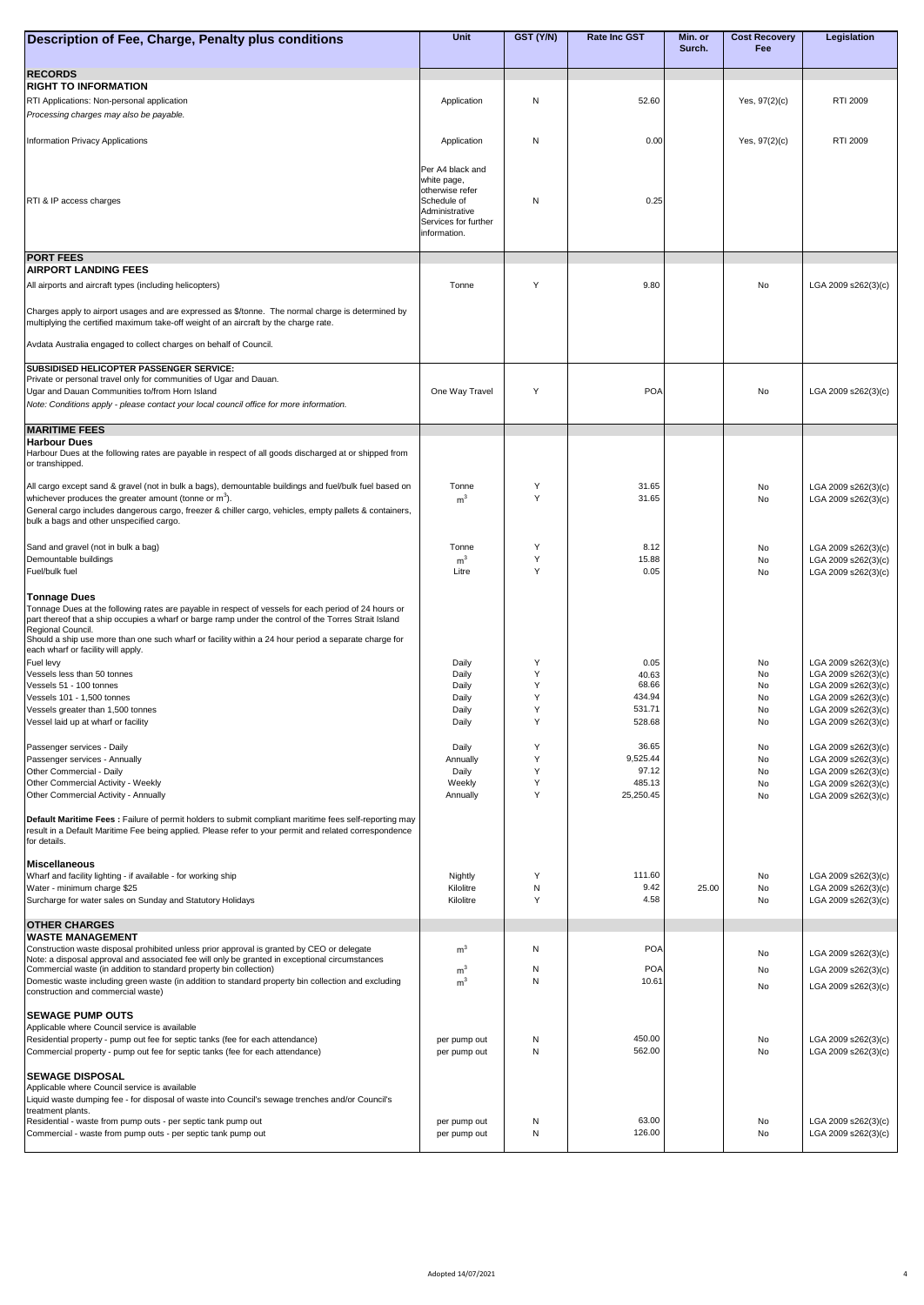| Description of Fee, Charge, Penalty plus conditions | Unit | GST (Y/N) | Rate Inc GST | Min. or Surch. | Cost Recovery Fee | Legislation |
|---|---|---|---|---|---|---|
| **RECORDS** | | | | | | |
| **RIGHT TO INFORMATION** | | | | | | |
| RTI Applications: Non-personal application | Application | N | 52.60 | | Yes, 97(2)(c) | RTI 2009 |
| *Processing charges may also be payable.* | | | | | | |
| Information Privacy Applications | Application | N | 0.00 | | Yes, 97(2)(c) | RTI 2009 |
| RTI & IP access charges | Per A4 black and white page, otherwise refer Schedule of Administrative Services for further information. | N | 0.25 | | | |
| **PORT FEES** | | | | | | |
| **AIRPORT LANDING FEES** | | | | | | |
| All airports and aircraft types (including helicopters) | Tonne | Y | 9.80 | | No | LGA 2009 s262(3)(c) |
| Charges apply to airport usages and are expressed as $/tonne. The normal charge is determined by multiplying the certified maximum take-off weight of an aircraft by the charge rate. | | | | | | |
| Avdata Australia engaged to collect charges on behalf of Council. | | | | | | |
| **SUBSIDISED HELICOPTER PASSENGER SERVICE:** | | | | | | |
| Private or personal travel only for communities of Ugar and Dauan. | | | | | | |
| Ugar and Dauan Communities to/from Horn Island | One Way Travel | Y | POA | | No | LGA 2009 s262(3)(c) |
| *Note: Conditions apply - please contact your local council office for more information.* | | | | | | |
| **MARITIME FEES** | | | | | | |
| **Harbour Dues** | | | | | | |
| Harbour Dues at the following rates are payable in respect of all goods discharged at or shipped from or transhipped. | | | | | | |
| All cargo except sand & gravel (not in bulk a bags), demountable buildings and fuel/bulk fuel based on | Tonne | Y | 31.65 | | No | LGA 2009 s262(3)(c) |
| whichever produces the greater amount (tonne or $m^3$). | $m^3$ | Y | 31.65 | | No | LGA 2009 s262(3)(c) |
| General cargo includes dangerous cargo, freezer & chiller cargo, vehicles, empty pallets & containers, bulk a bags and other unspecified cargo. | | | | | | |
| Sand and gravel (not in bulk a bag) | Tonne | Y | 8.12 | | No | LGA 2009 s262(3)(c) |
| Demountable buildings | $m^3$ | Y | 15.88 | | No | LGA 2009 s262(3)(c) |
| Fuel/bulk fuel | Litre | Y | 0.05 | | No | LGA 2009 s262(3)(c) |
| **Tonnage Dues** | | | | | | |
| Tonnage Dues at the following rates are payable in respect of vessels for each period of 24 hours or part thereof that a ship occupies a wharf or barge ramp under the control of the Torres Strait Island Regional Council. Should a ship use more than one such wharf or facility within a 24 hour period a separate charge for each wharf or facility will apply. | | | | | | |
| Fuel levy | Daily | Y | 0.05 | | No | LGA 2009 s262(3)(c) |
| Vessels less than 50 tonnes | Daily | Y | 40.63 | | No | LGA 2009 s262(3)(c) |
| Vessels 51 - 100 tonnes | Daily | Y | 68.66 | | No | LGA 2009 s262(3)(c) |
| Vessels 101 - 1,500 tonnes | Daily | Y | 434.94 | | No | LGA 2009 s262(3)(c) |
| Vessels greater than 1,500 tonnes | Daily | Y | 531.71 | | No | LGA 2009 s262(3)(c) |
| Vessel laid up at wharf or facility | Daily | Y | 528.68 | | No | LGA 2009 s262(3)(c) |
| Passenger services - Daily | Daily | Y | 36.65 | | No | LGA 2009 s262(3)(c) |
| Passenger services - Annually | Annually | Y | 9,525.44 | | No | LGA 2009 s262(3)(c) |
| Other Commercial - Daily | Daily | Y | 97.12 | | No | LGA 2009 s262(3)(c) |
| Other Commercial Activity - Weekly | Weekly | Y | 485.13 | | No | LGA 2009 s262(3)(c) |
| Other Commercial Activity - Annually | Annually | Y | 25,250.45 | | No | LGA 2009 s262(3)(c) |
| **Default Maritime Fees :** Failure of permit holders to submit compliant maritime fees self-reporting may result in a Default Maritime Fee being applied. Please refer to your permit and related correspondence for details. | | | | | | |
| **Miscellaneous** | | | | | | |
| Wharf and facility lighting - if available - for working ship | Nightly | Y | 111.60 | | No | LGA 2009 s262(3)(c) |
| Water - minimum charge $25 | Kilolitre | N | 9.42 | 25.00 | No | LGA 2009 s262(3)(c) |
| Surcharge for water sales on Sunday and Statutory Holidays | Kilolitre | Y | 4.58 | | No | LGA 2009 s262(3)(c) |
| **OTHER CHARGES** | | | | | | |
| **WASTE MANAGEMENT** | | | | | | |
| Construction waste disposal prohibited unless prior approval is granted by CEO or delegate. Note: a disposal approval and associated fee will only be granted in exceptional circumstances | $m^3$ | N | POA | | No | LGA 2009 s262(3)(c) |
| Commercial waste (in addition to standard property bin collection) | $m^3$ | N | POA | | No | LGA 2009 s262(3)(c) |
| Domestic waste including green waste (in addition to standard property bin collection and excluding construction and commercial waste) | $m^3$ | N | 10.61 | | No | LGA 2009 s262(3)(c) |
| **SEWAGE PUMP OUTS** | | | | | | |
| Applicable where Council service is available | | | | | | |
| Residential property - pump out fee for septic tanks (fee for each attendance) | per pump out | N | 450.00 | | No | LGA 2009 s262(3)(c) |
| Commercial property - pump out fee for septic tanks (fee for each attendance) | per pump out | N | 562.00 | | No | LGA 2009 s262(3)(c) |
| **SEWAGE DISPOSAL** | | | | | | |
| Applicable where Council service is available | | | | | | |
| Liquid waste dumping fee - for disposal of waste into Council's sewage trenches and/or Council's treatment plants. | | | | | | |
| Residential - waste from pump outs - per septic tank pump out | per pump out | N | 63.00 | | No | LGA 2009 s262(3)(c) |
| Commercial - waste from pump outs - per septic tank pump out | per pump out | N | 126.00 | | No | LGA 2009 s262(3)(c) |

Adopted 14/07/2021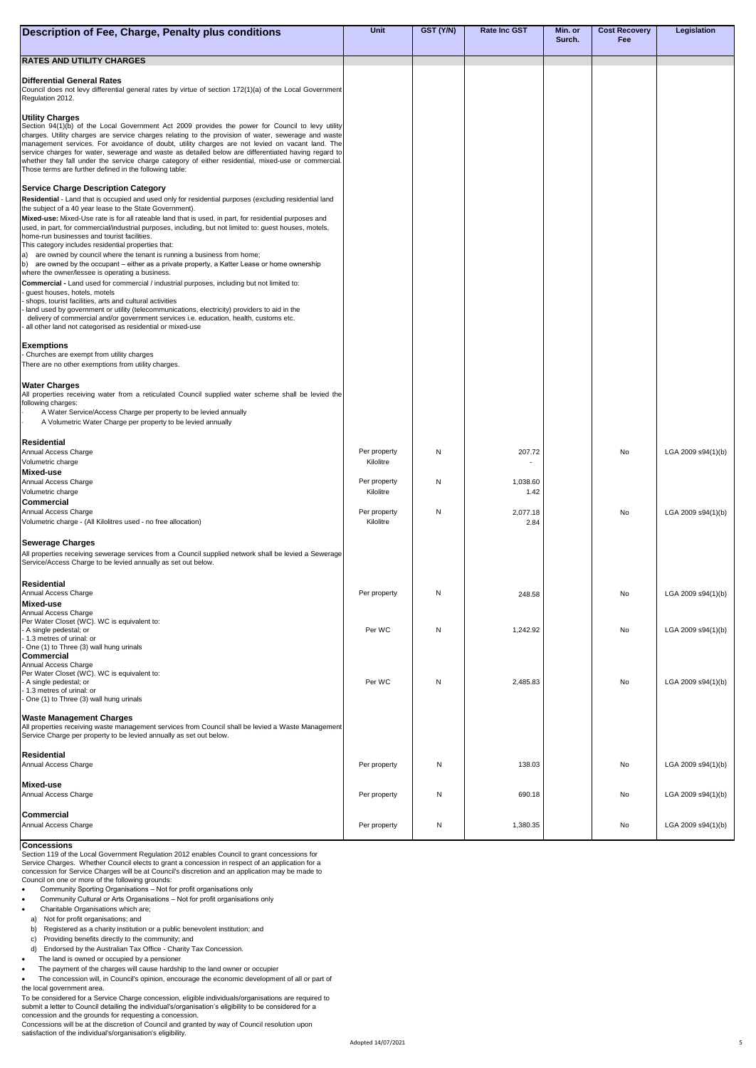| Description of Fee, Charge, Penalty plus conditions | Unit | GST (Y/N) | Rate Inc GST | Min. or Surch. | Cost Recovery Fee | Legislation |
|---|---|---|---|---|---|---|
| **RATES AND UTILITY CHARGES** | | | | | | |
| **Differential General Rates**<br>Council does not levy differential general rates by virtue of section 172(1)(a) of the Local Government Regulation 2012. | | | | | | |
| **Utility Charges**<br>Section 94(1)(b) of the Local Government Act 2009 provides the power for Council to levy utility charges. Utility charges are service charges relating to the provision of water, sewerage and waste management services. For avoidance of doubt, utility charges are not levied on vacant land. The service charges for water, sewerage and waste as detailed below are differentiated having regard to whether they fall under the service charge category of either residential, mixed-use or commercial. Those terms are further defined in the following table: | | | | | | |
| **Service Charge Description Category**<br>**Residential** - Land that is occupied and used only for residential purposes (excluding residential land the subject of a 40 year lease to the State Government).<br>**Mixed-use:** Mixed-Use rate is for all rateable land that is used, in part, for residential purposes and used, in part, for commercial/industrial purposes, including, but not limited to: guest houses, motels, home-run businesses and tourist facilities.<br>This category includes residential properties that:<br>a) are owned by council where the tenant is running a business from home;<br>b) are owned by the occupant – either as a private property, a Katter Lease or home ownership where the owner/lessee is operating a business.<br>**Commercial** - Land used for commercial / industrial purposes, including but not limited to:<br>- guest houses, hotels, motels<br>- shops, tourist facilities, arts and cultural activities<br>- land used by government or utility (telecommunications, electricity) providers to aid in the delivery of commercial and/or government services i.e. education, health, customs etc.<br>- all other land not categorised as residential or mixed-use | | | | | | |
| **Exemptions**<br>- Churches are exempt from utility charges<br>There are no other exemptions from utility charges. | | | | | | |
| **Water Charges**<br>All properties receiving water from a reticulated Council supplied water scheme shall be levied the following charges:<br>- A Water Service/Access Charge per property to be levied annually<br>- A Volumetric Water Charge per property to be levied annually | | | | | | |
| **Residential** | | | | | | |
| Annual Access Charge | Per property | N | 207.72 | | No | LGA 2009 s94(1)(b) |
| Volumetric charge | Kilolitre | | - | | | |
| **Mixed-use** | | | | | | |
| Annual Access Charge | Per property | N | 1,038.60 | | | |
| Volumetric charge | Kilolitre | | 1.42 | | | |
| **Commercial** | | | | | | |
| Annual Access Charge | Per property | N | 2,077.18 | | No | LGA 2009 s94(1)(b) |
| Volumetric charge - (All Kilolitres used - no free allocation) | Kilolitre | | 2.84 | | | |
| **Sewerage Charges**<br>All properties receiving sewerage services from a Council supplied network shall be levied a Sewerage Service/Access Charge to be levied annually as set out below. | | | | | | |
| **Residential** | | | | | | |
| Annual Access Charge | Per property | N | 248.58 | | No | LGA 2009 s94(1)(b) |
| **Mixed-use** | | | | | | |
| Annual Access Charge<br>Per Water Closet (WC). WC is equivalent to:<br>- A single pedestal; or<br>- 1.3 metres of urinal: or<br>- One (1) to Three (3) wall hung urinals | Per WC | N | 1,242.92 | | No | LGA 2009 s94(1)(b) |
| **Commercial** | | | | | | |
| Annual Access Charge<br>Per Water Closet (WC). WC is equivalent to:<br>- A single pedestal; or<br>- 1.3 metres of urinal: or<br>- One (1) to Three (3) wall hung urinals | Per WC | N | 2,485.83 | | No | LGA 2009 s94(1)(b) |
| **Waste Management Charges**<br>All properties receiving waste management services from Council shall be levied a Waste Management Service Charge per property to be levied annually as set out below. | | | | | | |
| **Residential** | | | | | | |
| Annual Access Charge | Per property | N | 138.03 | | No | LGA 2009 s94(1)(b) |
| **Mixed-use** | | | | | | |
| Annual Access Charge | Per property | N | 690.18 | | No | LGA 2009 s94(1)(b) |
| **Commercial** | | | | | | |
| Annual Access Charge | Per property | N | 1,380.35 | | No | LGA 2009 s94(1)(b) |

**Concessions**

Section 119 of the Local Government Regulation 2012 enables Council to grant concessions for Service Charges. Whether Council elects to grant a concession in respect of an application for a concession for Service Charges will be at Council's discretion and an application may be made to Council on one or more of the following grounds:

- Community Sporting Organisations – Not for profit organisations only
- Community Cultural or Arts Organisations – Not for profit organisations only
- Charitable Organisations which are;
  - a) Not for profit organisations; and
  - b) Registered as a charity institution or a public benevolent institution; and
  - c) Providing benefits directly to the community; and
  - d) Endorsed by the Australian Tax Office - Charity Tax Concession.
- The land is owned or occupied by a pensioner
- The payment of the charges will cause hardship to the land owner or occupier
- The concession will, in Council's opinion, encourage the economic development of all or part of the local government area.

To be considered for a Service Charge concession, eligible individuals/organisations are required to submit a letter to Council detailing the individual's/organisation's eligibility to be considered for a concession and the grounds for requesting a concession.

Concessions will be at the discretion of Council and granted by way of Council resolution upon satisfaction of the individual's/organisation's eligibility.

Adopted 14/07/2021